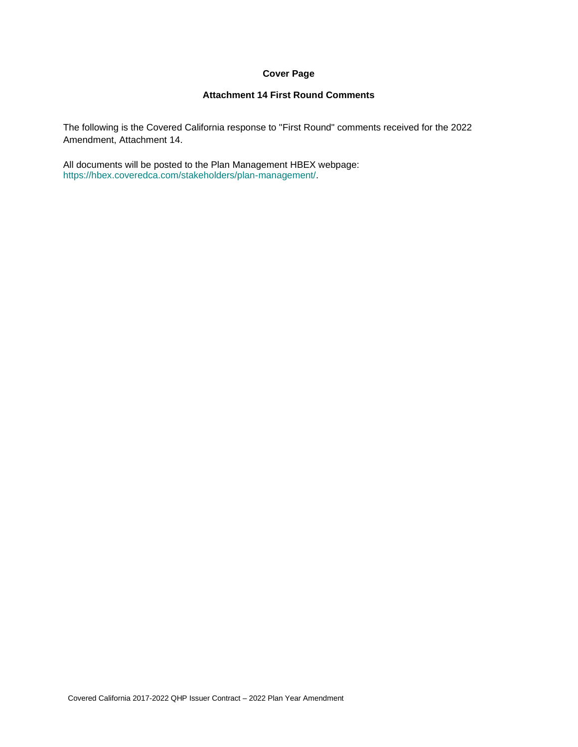**Cover Page**

**Attachment 14 First Round Comments**

The following is the Covered California response to "First Round" comments received for the 2022 Amendment, Attachment 14.

All documents will be posted to the Plan Management HBEX webpage: https://hbex.coveredca.com/stakeholders/plan-management/.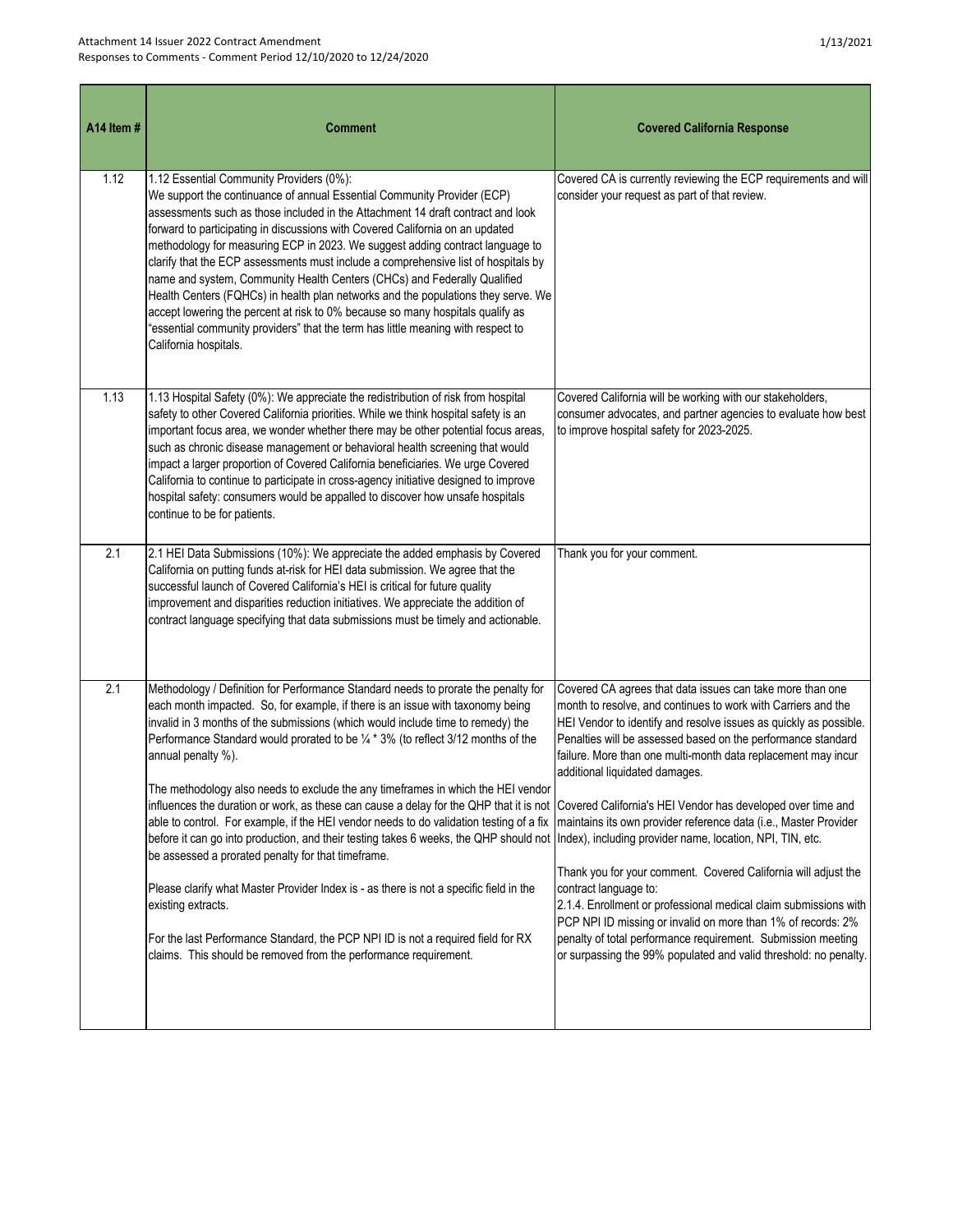| A14 Item # | Comment | Covered California Response |
|---|---|---|
| 1.12 | 1.12 Essential Community Providers (0%): We support the continuance of annual Essential Community Provider (ECP) assessments such as those included in the Attachment 14 draft contract and look forward to participating in discussions with Covered California on an updated methodology for measuring ECP in 2023. We suggest adding contract language to clarify that the ECP assessments must include a comprehensive list of hospitals by name and system, Community Health Centers (CHCs) and Federally Qualified Health Centers (FQHCs) in health plan networks and the populations they serve. We accept lowering the percent at risk to 0% because so many hospitals qualify as "essential community providers" that the term has little meaning with respect to California hospitals. | Covered CA is currently reviewing the ECP requirements and will consider your request as part of that review. |
| 1.13 | 1.13 Hospital Safety (0%): We appreciate the redistribution of risk from hospital safety to other Covered California priorities. While we think hospital safety is an important focus area, we wonder whether there may be other potential focus areas, such as chronic disease management or behavioral health screening that would impact a larger proportion of Covered California beneficiaries. We urge Covered California to continue to participate in cross-agency initiative designed to improve hospital safety: consumers would be appalled to discover how unsafe hospitals continue to be for patients. | Covered California will be working with our stakeholders, consumer advocates, and partner agencies to evaluate how best to improve hospital safety for 2023-2025. |
| 2.1 | 2.1 HEI Data Submissions (10%): We appreciate the added emphasis by Covered California on putting funds at-risk for HEI data submission. We agree that the successful launch of Covered California's HEI is critical for future quality improvement and disparities reduction initiatives. We appreciate the addition of contract language specifying that data submissions must be timely and actionable. | Thank you for your comment. |
| 2.1 | Methodology / Definition for Performance Standard needs to prorate the penalty for each month impacted. So, for example, if there is an issue with taxonomy being invalid in 3 months of the submissions (which would include time to remedy) the Performance Standard would prorated to be ¼ * 3% (to reflect 3/12 months of the annual penalty %).<br><br>The methodology also needs to exclude the any timeframes in which the HEI vendor influences the duration or work, as these can cause a delay for the QHP that it is not able to control. For example, if the HEI vendor needs to do validation testing of a fix before it can go into production, and their testing takes 6 weeks, the QHP should not be assessed a prorated penalty for that timeframe.<br><br>Please clarify what Master Provider Index is - as there is not a specific field in the existing extracts.<br><br>For the last Performance Standard, the PCP NPI ID is not a required field for RX claims. This should be removed from the performance requirement. | Covered CA agrees that data issues can take more than one month to resolve, and continues to work with Carriers and the HEI Vendor to identify and resolve issues as quickly as possible. Penalties will be assessed based on the performance standard failure. More than one multi-month data replacement may incur additional liquidated damages.<br><br>Covered California's HEI Vendor has developed over time and maintains its own provider reference data (i.e., Master Provider Index), including provider name, location, NPI, TIN, etc.<br><br>Thank you for your comment. Covered California will adjust the contract language to:<br>2.1.4. Enrollment or professional medical claim submissions with PCP NPI ID missing or invalid on more than 1% of records: 2% penalty of total performance requirement. Submission meeting or surpassing the 99% populated and valid threshold: no penalty. |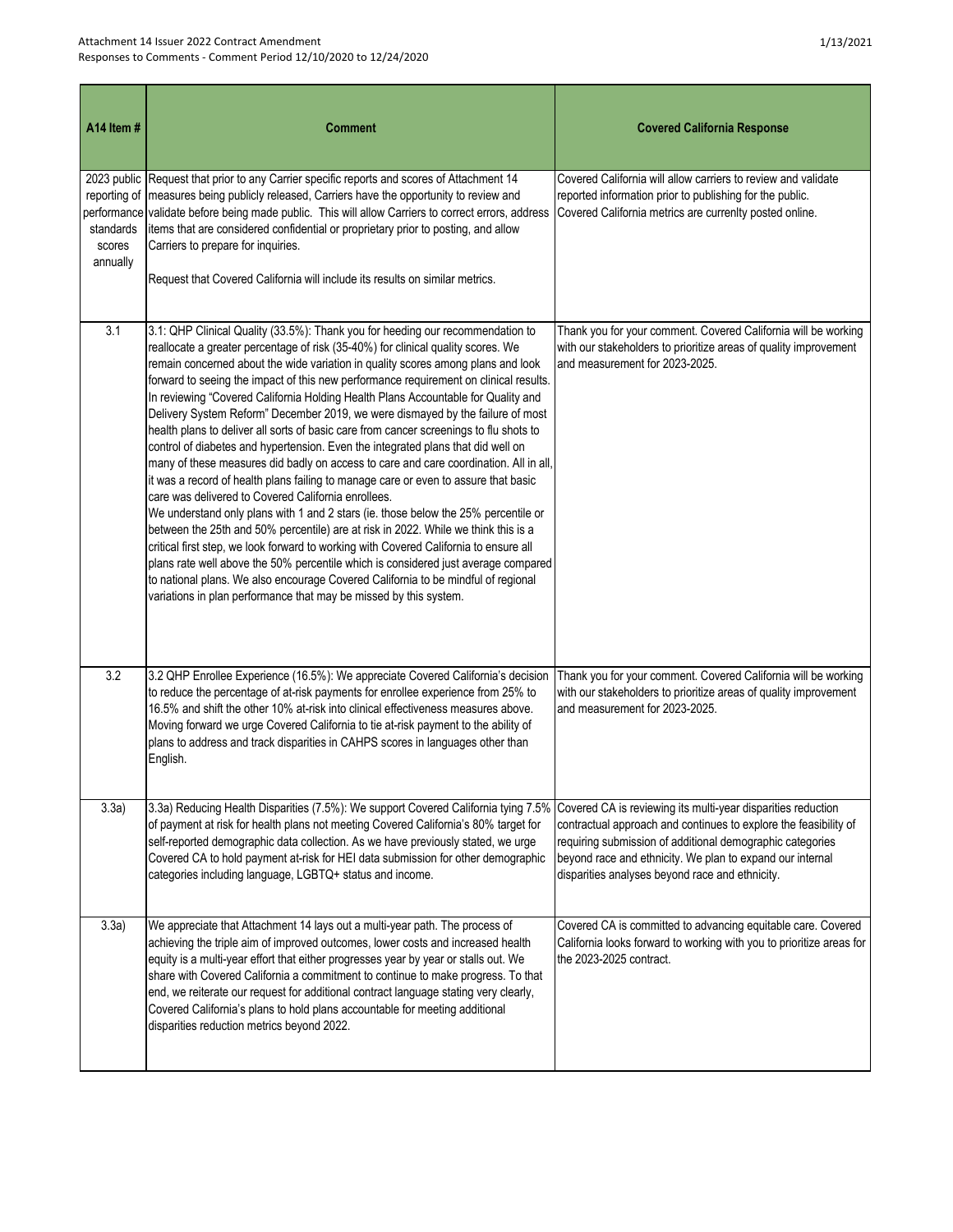| A14 Item # | Comment | Covered California Response |
|---|---|---|
| 2023 public reporting of performance standards scores annually | Request that prior to any Carrier specific reports and scores of Attachment 14 measures being publicly released, Carriers have the opportunity to review and validate before being made public. This will allow Carriers to correct errors, address items that are considered confidential or proprietary prior to posting, and allow Carriers to prepare for inquiries.<br><br>Request that Covered California will include its results on similar metrics. | Covered California will allow carriers to review and validate reported information prior to publishing for the public. Covered California metrics are currenlty posted online. |
| 3.1 | 3.1: QHP Clinical Quality (33.5%): Thank you for heeding our recommendation to reallocate a greater percentage of risk (35-40%) for clinical quality scores. We remain concerned about the wide variation in quality scores among plans and look forward to seeing the impact of this new performance requirement on clinical results. In reviewing "Covered California Holding Health Plans Accountable for Quality and Delivery System Reform" December 2019, we were dismayed by the failure of most health plans to deliver all sorts of basic care from cancer screenings to flu shots to control of diabetes and hypertension. Even the integrated plans that did well on many of these measures did badly on access to care and care coordination. All in all, it was a record of health plans failing to manage care or even to assure that basic care was delivered to Covered California enrollees.<br>We understand only plans with 1 and 2 stars (ie. those below the 25% percentile or between the 25th and 50% percentile) are at risk in 2022. While we think this is a critical first step, we look forward to working with Covered California to ensure all plans rate well above the 50% percentile which is considered just average compared to national plans. We also encourage Covered California to be mindful of regional variations in plan performance that may be missed by this system. | Thank you for your comment. Covered California will be working with our stakeholders to prioritize areas of quality improvement and measurement for 2023-2025. |
| 3.2 | 3.2 QHP Enrollee Experience (16.5%): We appreciate Covered California's decision to reduce the percentage of at-risk payments for enrollee experience from 25% to 16.5% and shift the other 10% at-risk into clinical effectiveness measures above. Moving forward we urge Covered California to tie at-risk payment to the ability of plans to address and track disparities in CAHPS scores in languages other than English. | Thank you for your comment. Covered California will be working with our stakeholders to prioritize areas of quality improvement and measurement for 2023-2025. |
| 3.3a) | 3.3a) Reducing Health Disparities (7.5%): We support Covered California tying 7.5% of payment at risk for health plans not meeting Covered California's 80% target for self-reported demographic data collection. As we have previously stated, we urge Covered CA to hold payment at-risk for HEI data submission for other demographic categories including language, LGBTQ+ status and income. | Covered CA is reviewing its multi-year disparities reduction contractual approach and continues to explore the feasibility of requiring submission of additional demographic categories beyond race and ethnicity. We plan to expand our internal disparities analyses beyond race and ethnicity. |
| 3.3a) | We appreciate that Attachment 14 lays out a multi-year path. The process of achieving the triple aim of improved outcomes, lower costs and increased health equity is a multi-year effort that either progresses year by year or stalls out. We share with Covered California a commitment to continue to make progress. To that end, we reiterate our request for additional contract language stating very clearly, Covered California's plans to hold plans accountable for meeting additional disparities reduction metrics beyond 2022. | Covered CA is committed to advancing equitable care. Covered California looks forward to working with you to prioritize areas for the 2023-2025 contract. |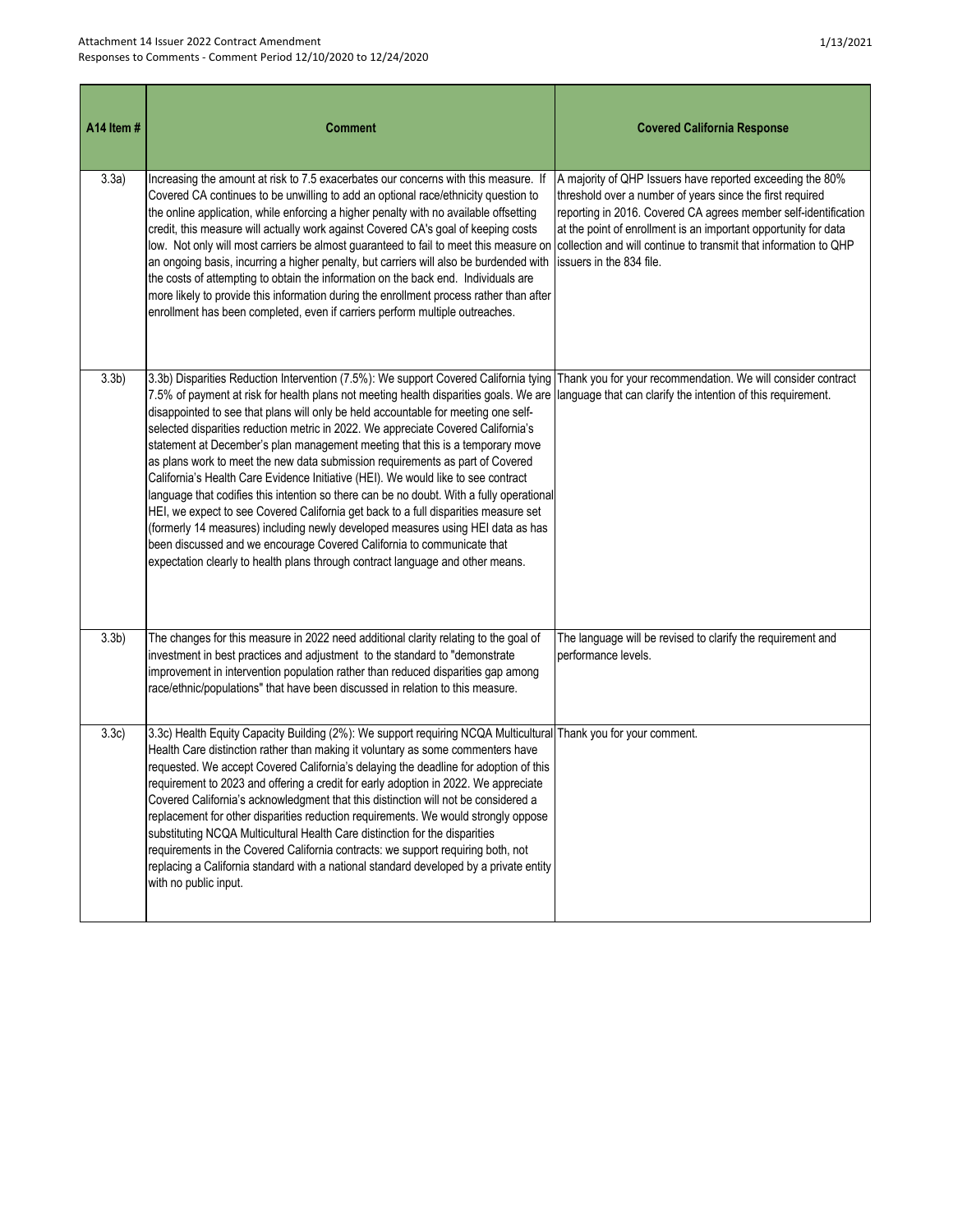| A14 Item # | Comment | Covered California Response |
|---|---|---|
| 3.3a) | Increasing the amount at risk to 7.5 exacerbates our concerns with this measure. If Covered CA continues to be unwilling to add an optional race/ethnicity question to the online application, while enforcing a higher penalty with no available offsetting credit, this measure will actually work against Covered CA's goal of keeping costs low. Not only will most carriers be almost guaranteed to fail to meet this measure on an ongoing basis, incurring a higher penalty, but carriers will also be burdened with the costs of attempting to obtain the information on the back end. Individuals are more likely to provide this information during the enrollment process rather than after enrollment has been completed, even if carriers perform multiple outreaches. | A majority of QHP Issuers have reported exceeding the 80% threshold over a number of years since the first required reporting in 2016. Covered CA agrees member self-identification at the point of enrollment is an important opportunity for data collection and will continue to transmit that information to QHP issuers in the 834 file. |
| 3.3b) | 3.3b) Disparities Reduction Intervention (7.5%): We support Covered California tying 7.5% of payment at risk for health plans not meeting health disparities goals. We are disappointed to see that plans will only be held accountable for meeting one self-selected disparities reduction metric in 2022. We appreciate Covered California's statement at December's plan management meeting that this is a temporary move as plans work to meet the new data submission requirements as part of Covered California's Health Care Evidence Initiative (HEI). We would like to see contract language that codifies this intention so there can be no doubt. With a fully operational HEI, we expect to see Covered California get back to a full disparities measure set (formerly 14 measures) including newly developed measures using HEI data as has been discussed and we encourage Covered California to communicate that expectation clearly to health plans through contract language and other means. | Thank you for your recommendation. We will consider contract language that can clarify the intention of this requirement. |
| 3.3b) | The changes for this measure in 2022 need additional clarity relating to the goal of investment in best practices and adjustment to the standard to "demonstrate improvement in intervention population rather than reduced disparities gap among race/ethnic/populations" that have been discussed in relation to this measure. | The language will be revised to clarify the requirement and performance levels. |
| 3.3c) | 3.3c) Health Equity Capacity Building (2%): We support requiring NCQA Multicultural Health Care distinction rather than making it voluntary as some commenters have requested. We accept Covered California's delaying the deadline for adoption of this requirement to 2023 and offering a credit for early adoption in 2022. We appreciate Covered California's acknowledgment that this distinction will not be considered a replacement for other disparities reduction requirements. We would strongly oppose substituting NCQA Multicultural Health Care distinction for the disparities requirements in the Covered California contracts: we support requiring both, not replacing a California standard with a national standard developed by a private entity with no public input. | Thank you for your comment. |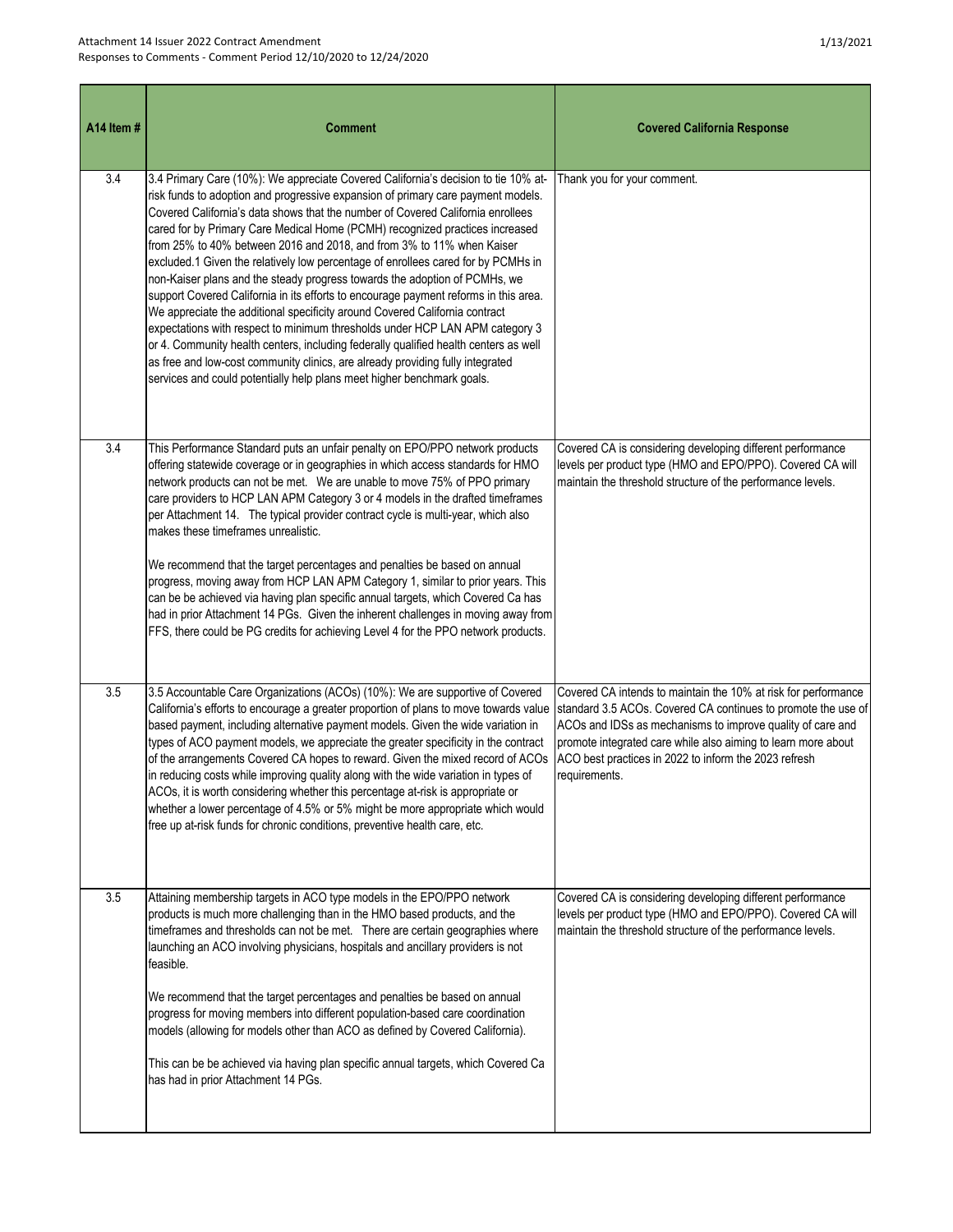| A14 Item # | Comment | Covered California Response |
|---|---|---|
| 3.4 | 3.4 Primary Care (10%): We appreciate Covered California's decision to tie 10% at-risk funds to adoption and progressive expansion of primary care payment models. Covered California's data shows that the number of Covered California enrollees cared for by Primary Care Medical Home (PCMH) recognized practices increased from 25% to 40% between 2016 and 2018, and from 3% to 11% when Kaiser excluded.1 Given the relatively low percentage of enrollees cared for by PCMHs in non-Kaiser plans and the steady progress towards the adoption of PCMHs, we support Covered California in its efforts to encourage payment reforms in this area. We appreciate the additional specificity around Covered California contract expectations with respect to minimum thresholds under HCP LAN APM category 3 or 4. Community health centers, including federally qualified health centers as well as free and low-cost community clinics, are already providing fully integrated services and could potentially help plans meet higher benchmark goals. | Thank you for your comment. |
| 3.4 | This Performance Standard puts an unfair penalty on EPO/PPO network products offering statewide coverage or in geographies in which access standards for HMO network products can not be met. We are unable to move 75% of PPO primary care providers to HCP LAN APM Category 3 or 4 models in the drafted timeframes per Attachment 14. The typical provider contract cycle is multi-year, which also makes these timeframes unrealistic.<br><br>We recommend that the target percentages and penalties be based on annual progress, moving away from HCP LAN APM Category 1, similar to prior years. This can be be achieved via having plan specific annual targets, which Covered Ca has had in prior Attachment 14 PGs. Given the inherent challenges in moving away from FFS, there could be PG credits for achieving Level 4 for the PPO network products. | Covered CA is considering developing different performance levels per product type (HMO and EPO/PPO). Covered CA will maintain the threshold structure of the performance levels. |
| 3.5 | 3.5 Accountable Care Organizations (ACOs) (10%): We are supportive of Covered California's efforts to encourage a greater proportion of plans to move towards value based payment, including alternative payment models. Given the wide variation in types of ACO payment models, we appreciate the greater specificity in the contract of the arrangements Covered CA hopes to reward. Given the mixed record of ACOs in reducing costs while improving quality along with the wide variation in types of ACOs, it is worth considering whether this percentage at-risk is appropriate or whether a lower percentage of 4.5% or 5% might be more appropriate which would free up at-risk funds for chronic conditions, preventive health care, etc. | Covered CA intends to maintain the 10% at risk for performance standard 3.5 ACOs. Covered CA continues to promote the use of ACOs and IDSs as mechanisms to improve quality of care and promote integrated care while also aiming to learn more about ACO best practices in 2022 to inform the 2023 refresh requirements. |
| 3.5 | Attaining membership targets in ACO type models in the EPO/PPO network products is much more challenging than in the HMO based products, and the timeframes and thresholds can not be met. There are certain geographies where launching an ACO involving physicians, hospitals and ancillary providers is not feasible.<br><br>We recommend that the target percentages and penalties be based on annual progress for moving members into different population-based care coordination models (allowing for models other than ACO as defined by Covered California).<br><br>This can be be achieved via having plan specific annual targets, which Covered Ca has had in prior Attachment 14 PGs. | Covered CA is considering developing different performance levels per product type (HMO and EPO/PPO). Covered CA will maintain the threshold structure of the performance levels. |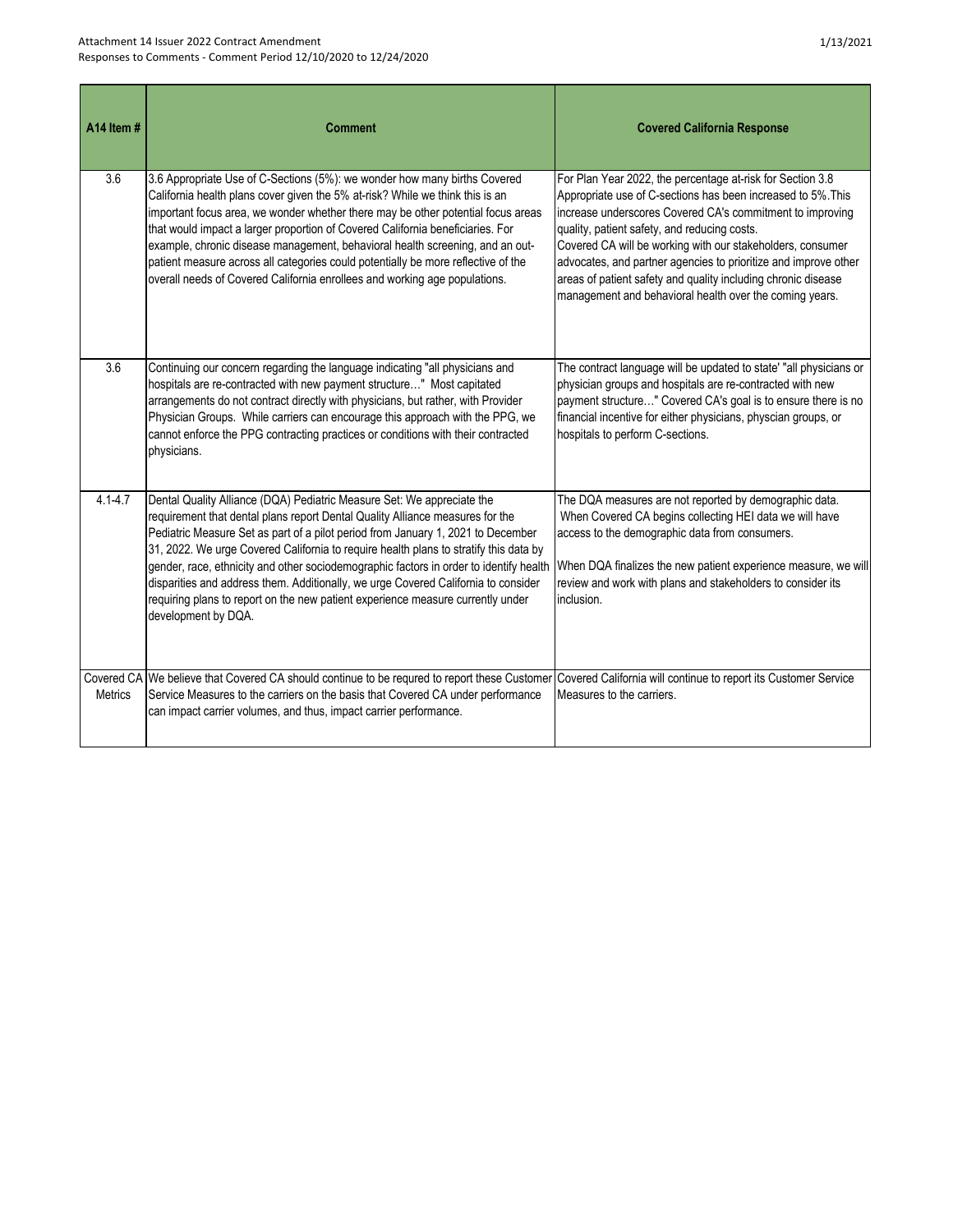| A14 Item # | Comment | Covered California Response |
|---|---|---|
| 3.6 | 3.6 Appropriate Use of C-Sections (5%): we wonder how many births Covered California health plans cover given the 5% at-risk? While we think this is an important focus area, we wonder whether there may be other potential focus areas that would impact a larger proportion of Covered California beneficiaries. For example, chronic disease management, behavioral health screening, and an out-patient measure across all categories could potentially be more reflective of the overall needs of Covered California enrollees and working age populations. | For Plan Year 2022, the percentage at-risk for Section 3.8 Appropriate use of C-sections has been increased to 5%.This increase underscores Covered CA's commitment to improving quality, patient safety, and reducing costs. Covered CA will be working with our stakeholders, consumer advocates, and partner agencies to prioritize and improve other areas of patient safety and quality including chronic disease management and behavioral health over the coming years. |
| 3.6 | Continuing our concern regarding the language indicating "all physicians and hospitals are re-contracted with new payment structure…" Most capitated arrangements do not contract directly with physicians, but rather, with Provider Physician Groups. While carriers can encourage this approach with the PPG, we cannot enforce the PPG contracting practices or conditions with their contracted physicians. | The contract language will be updated to state' "all physicians or physician groups and hospitals are re-contracted with new payment structure…" Covered CA's goal is to ensure there is no financial incentive for either physicians, physcian groups, or hospitals to perform C-sections. |
| 4.1-4.7 | Dental Quality Alliance (DQA) Pediatric Measure Set: We appreciate the requirement that dental plans report Dental Quality Alliance measures for the Pediatric Measure Set as part of a pilot period from January 1, 2021 to December 31, 2022. We urge Covered California to require health plans to stratify this data by gender, race, ethnicity and other sociodemographic factors in order to identify health disparities and address them. Additionally, we urge Covered California to consider requiring plans to report on the new patient experience measure currently under development by DQA. | The DQA measures are not reported by demographic data. When Covered CA begins collecting HEI data we will have access to the demographic data from consumers.<br><br>When DQA finalizes the new patient experience measure, we will review and work with plans and stakeholders to consider its inclusion. |
| Covered CA Metrics | We believe that Covered CA should continue to be requred to report these Customer Service Measures to the carriers on the basis that Covered CA under performance can impact carrier volumes, and thus, impact carrier performance. | Covered California will continue to report its Customer Service Measures to the carriers. |